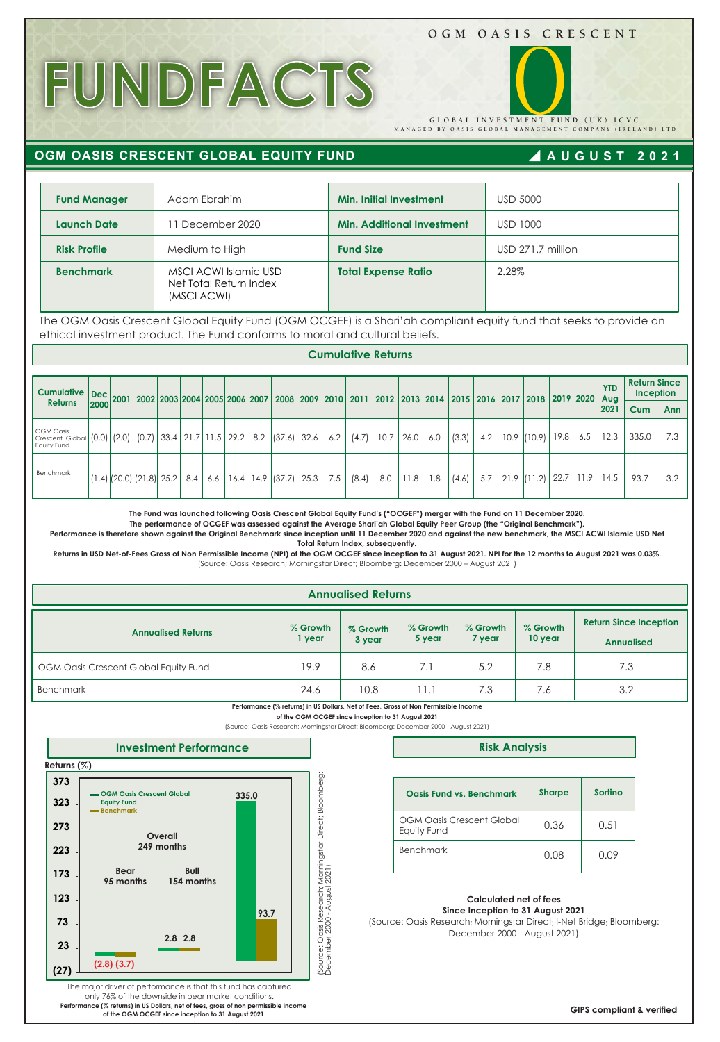# FUNDFACTS

OGM OASIS CRESCENT

GLOBAL INVESTMENT FUND (UK) ICVC

MANAGED BY OASIS GLOBAL MANAGEMENT COMPANY (IRELAND) LTD.

## OGM OASIS CRESCENT GLOBAL EQUITY FUND — AUGUST 2021

| | | | |
|---|---|---|---|
| **Fund Manager** | Adam Ebrahim | **Min. Initial Investment** | USD 5000 |
| **Launch Date** | 11 December 2020 | **Min. Additional Investment** | USD 1000 |
| **Risk Profile** | Medium to High | **Fund Size** | USD 271.7 million |
| **Benchmark** | MSCI ACWI Islamic USD Net Total Return Index (MSCI ACWI) | **Total Expense Ratio** | 2.28% |

The OGM Oasis Crescent Global Equity Fund (OGM OCGEF) is a Shari'ah compliant equity fund that seeks to provide an ethical investment product. The Fund conforms to moral and cultural beliefs.

### Cumulative Returns

| Cumulative Returns | Dec 2000 | 2001 | 2002 | 2003 | 2004 | 2005 | 2006 | 2007 | 2008 | 2009 | 2010 | 2011 | 2012 | 2013 | 2014 | 2015 | 2016 | 2017 | 2018 | 2019 | 2020 | YTD Aug 2021 | Return Since Inception | |
|---|---|---|---|---|---|---|---|---|---|---|---|---|---|---|---|---|---|---|---|---|---|---|---|---|
| | | | | | | | | | | | | | | | | | | | | | | | Cum | Ann |
| OGM Oasis Crescent Global Equity Fund | (0.0) | (2.0) | (0.7) | 33.4 | 21.7 | 11.5 | 29.2 | 8.2 | (37.6) | 32.6 | 6.2 | (4.7) | 10.7 | 26.0 | 6.0 | (3.3) | 4.2 | 10.9 | (10.9) | 19.8 | 6.5 | 12.3 | 335.0 | 7.3 |
| Benchmark | (1.4) | (20.0) | (21.8) | 25.2 | 8.4 | 6.6 | 16.4 | 14.9 | (37.7) | 25.3 | 7.5 | (8.4) | 8.0 | 11.8 | 1.8 | (4.6) | 5.7 | 21.9 | (11.2) | 22.7 | 11.9 | 14.5 | 93.7 | 3.2 |

**The Fund was launched following Oasis Crescent Global Equity Fund's ("OCGEF") merger with the Fund on 11 December 2020.**
**The performance of OCGEF was assessed against the Average Shari'ah Global Equity Peer Group (the "Original Benchmark").**
**Performance is therefore shown against the Original Benchmark since inception until 11 December 2020 and against the new benchmark, the MSCI ACWI Islamic USD Net Total Return Index, subsequently.**
**Returns in USD Net-of-Fees Gross of Non Permissible Income (NPI) of the OGM OCGEF since inception to 31 August 2021. NPI for the 12 months to August 2021 was 0.03%.**
(Source: Oasis Research; Morningstar Direct; Bloomberg: December 2000 – August 2021)

### Annualised Returns

| Annualised Returns | % Growth 1 year | % Growth 3 year | % Growth 5 year | % Growth 7 year | % Growth 10 year | Return Since Inception Annualised |
|---|---|---|---|---|---|---|
| OGM Oasis Crescent Global Equity Fund | 19.9 | 8.6 | 7.1 | 5.2 | 7.8 | 7.3 |
| Benchmark | 24.6 | 10.8 | 11.1 | 7.3 | 7.6 | 3.2 |

**Performance (% returns) in US Dollars, Net of Fees, Gross of Non Permissible Income of the OGM OCGEF since inception to 31 August 2021**
(Source: Oasis Research; Morningstar Direct; Bloomberg: December 2000 - August 2021)

### Investment Performance

Returns (%)

| | OGM Oasis Crescent Global Equity Fund | Benchmark |
|---|---|---|
| Bear 95 months | (2.8) | (3.7) |
| Bull 154 months | 2.8 | 2.8 |
| Overall 249 months | 335.0 | 93.7 |

(Source: Oasis Research; Morningstar Direct; Bloomberg: December 2000 - August 2021)

The major driver of performance is that this fund has captured only 76% of the downside in bear market conditions.

**Performance (% returns) in US Dollars, net of fees, gross of non permissible income of the OGM OCGEF since inception to 31 August 2021**

### Risk Analysis

| Oasis Fund vs. Benchmark | Sharpe | Sortino |
|---|---|---|
| OGM Oasis Crescent Global Equity Fund | 0.36 | 0.51 |
| Benchmark | 0.08 | 0.09 |

**Calculated net of fees**
**Since Inception to 31 August 2021**
(Source: Oasis Research; Morningstar Direct; I-Net Bridge; Bloomberg: December 2000 - August 2021)

**GIPS compliant & verified**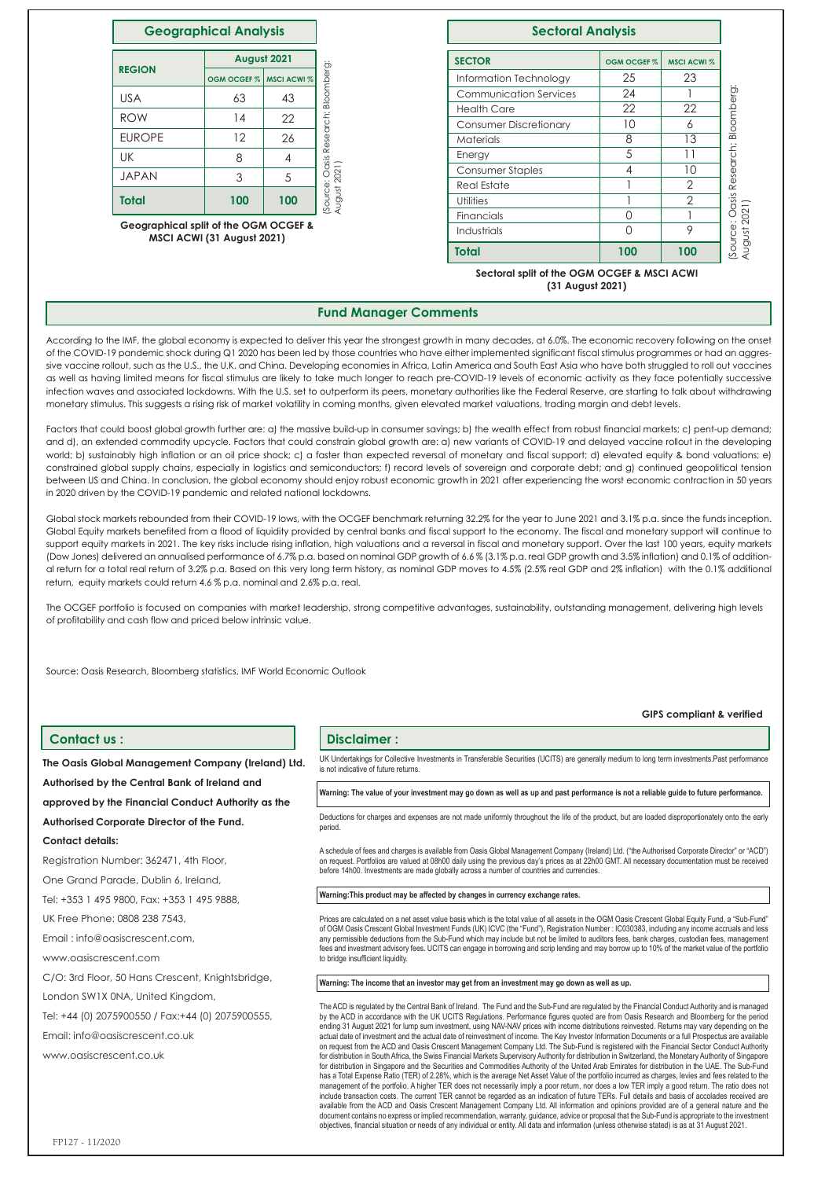## Geographical Analysis

| REGION | August 2021 | |
|---|---|---|
| | OGM OCGEF % | MSCI ACWI % |
| USA | 63 | 43 |
| ROW | 14 | 22 |
| EUROPE | 12 | 26 |
| UK | 8 | 4 |
| JAPAN | 3 | 5 |
| **Total** | **100** | **100** |

(Source: Oasis Research: Bloomberg: August 2021)

**Geographical split of the OGM OCGEF & MSCI ACWI (31 August 2021)**

## Sectoral Analysis

| SECTOR | OGM OCGEF % | MSCI ACWI % |
|---|---|---|
| Information Technology | 25 | 23 |
| Communication Services | 24 | 1 |
| Health Care | 22 | 22 |
| Consumer Discretionary | 10 | 6 |
| Materials | 8 | 13 |
| Energy | 5 | 11 |
| Consumer Staples | 4 | 10 |
| Real Estate | 1 | 2 |
| Utilities | 1 | 2 |
| Financials | 0 | 1 |
| Industrials | 0 | 9 |
| **Total** | **100** | **100** |

(Source: Oasis Research: Bloomberg: August 2021)

**Sectoral split of the OGM OCGEF & MSCI ACWI (31 August 2021)**

## Fund Manager Comments

According to the IMF, the global economy is expected to deliver this year the strongest growth in many decades, at 6.0%. The economic recovery following on the onset of the COVID-19 pandemic shock during Q1 2020 has been led by those countries who have either implemented significant fiscal stimulus programmes or had an aggressive vaccine rollout, such as the U.S., the U.K. and China. Developing economies in Africa, Latin America and South East Asia who have both struggled to roll out vaccines as well as having limited means for fiscal stimulus are likely to take much longer to reach pre-COVID-19 levels of economic activity as they face potentially successive infection waves and associated lockdowns. With the U.S. set to outperform its peers, monetary authorities like the Federal Reserve, are starting to talk about withdrawing monetary stimulus. This suggests a rising risk of market volatility in coming months, given elevated market valuations, trading margin and debt levels.

Factors that could boost global growth further are: a) the massive build-up in consumer savings; b) the wealth effect from robust financial markets; c) pent-up demand; and d), an extended commodity upcycle. Factors that could constrain global growth are: a) new variants of COVID-19 and delayed vaccine rollout in the developing world; b) sustainably high inflation or an oil price shock; c) a faster than expected reversal of monetary and fiscal support; d) elevated equity & bond valuations; e) constrained global supply chains, especially in logistics and semiconductors; f) record levels of sovereign and corporate debt; and g) continued geopolitical tension between US and China. In conclusion, the global economy should enjoy robust economic growth in 2021 after experiencing the worst economic contraction in 50 years in 2020 driven by the COVID-19 pandemic and related national lockdowns.

Global stock markets rebounded from their COVID-19 lows, with the OCGEF benchmark returning 32.2% for the year to June 2021 and 3.1% p.a. since the funds inception. Global Equity markets benefited from a flood of liquidity provided by central banks and fiscal support to the economy. The fiscal and monetary support will continue to support equity markets in 2021. The key risks include rising inflation, high valuations and a reversal in fiscal and monetary support. Over the last 100 years, equity markets (Dow Jones) delivered an annualised performance of 6.7% p.a. based on nominal GDP growth of 6.6 % (3.1% p.a. real GDP growth and 3.5% inflation) and 0.1% of additional return for a total real return of 3.2% p.a. Based on this very long term history, as nominal GDP moves to 4.5% (2.5% real GDP and 2% inflation) with the 0.1% additional return, equity markets could return 4.6 % p.a. nominal and 2.6% p.a. real.

The OCGEF portfolio is focused on companies with market leadership, strong competitive advantages, sustainability, outstanding management, delivering high levels of profitability and cash flow and priced below intrinsic value.

Source: Oasis Research, Bloomberg statistics, IMF World Economic Outlook

**GIPS compliant & verified**

## Contact us :

**The Oasis Global Management Company (Ireland) Ltd. Authorised by the Central Bank of Ireland and approved by the Financial Conduct Authority as the Authorised Corporate Director of the Fund.**

**Contact details:**

Registration Number: 362471, 4th Floor,

One Grand Parade, Dublin 6, Ireland,

Tel: +353 1 495 9800, Fax: +353 1 495 9888,

UK Free Phone: 0808 238 7543,

Email : info@oasiscrescent.com,

www.oasiscrescent.com

C/O: 3rd Floor, 50 Hans Crescent, Knightsbridge,

London SW1X 0NA, United Kingdom,

Tel: +44 (0) 2075900550 / Fax:+44 (0) 2075900555,

Email: info@oasiscrescent.co.uk

www.oasiscrescent.co.uk

## Disclaimer :

UK Undertakings for Collective Investments in Transferable Securities (UCITS) are generally medium to long term investments.Past performance is not indicative of future returns.

**Warning: The value of your investment may go down as well as up and past performance is not a reliable guide to future performance.**

Deductions for charges and expenses are not made uniformly throughout the life of the product, but are loaded disproportionately onto the early period.

A schedule of fees and charges is available from Oasis Global Management Company (Ireland) Ltd. ("the Authorised Corporate Director" or "ACD") on request. Portfolios are valued at 08h00 daily using the previous day's prices as at 22h00 GMT. All necessary documentation must be received before 14h00. Investments are made globally across a number of countries and currencies.

**Warning:This product may be affected by changes in currency exchange rates.**

Prices are calculated on a net asset value basis which is the total value of all assets in the OGM Oasis Crescent Global Equity Fund, a "Sub-Fund" of OGM Oasis Crescent Global Investment Funds (UK) ICVC (the "Fund"), Registration Number : IC030383, including any income accruals and less any permissible deductions from the Sub-Fund which may include but not be limited to auditors fees, bank charges, custodian fees, management fees and investment advisory fees. UCITS can engage in borrowing and scrip lending and may borrow up to 10% of the market value of the portfolio to bridge insufficient liquidity.

**Warning: The income that an investor may get from an investment may go down as well as up.**

The ACD is regulated by the Central Bank of Ireland. The Fund and the Sub-Fund are regulated by the Financial Conduct Authority and is managed by the ACD in accordance with the UK UCITS Regulations. Performance figures quoted are from Oasis Research and Bloomberg for the period ending 31 August 2021 for lump sum investment, using NAV-NAV prices with income distributions reinvested. Returns may vary depending on the actual date of investment and the actual date of reinvestment of income. The Key Investor Information Documents or a full Prospectus are available on request from the ACD and Oasis Crescent Management Company Ltd. The Sub-Fund is registered with the Financial Sector Conduct Authority for distribution in South Africa, the Swiss Financial Markets Supervisory Authority for distribution in Switzerland, the Monetary Authority of Singapore for distribution in Singapore and the Securities and Commodities Authority of the United Arab Emirates for distribution in the UAE. The Sub-Fund has a Total Expense Ratio (TER) of 2.28%, which is the average Net Asset Value of the portfolio incurred as charges, levies and fees related to the management of the portfolio. A higher TER does not necessarily imply a poor return, nor does a low TER imply a good return. The ratio does not include transaction costs. The current TER cannot be regarded as an indication of future TERs. Full details and basis of accolades received are available from the ACD and Oasis Crescent Management Company Ltd. All information and opinions provided are of a general nature and the document contains no express or implied recommendation, warranty, guidance, advice or proposal that the Sub-Fund is appropriate to the investment objectives, financial situation or needs of any individual or entity. All data and information (unless otherwise stated) is as at 31 August 2021.

FP127 - 11/2020